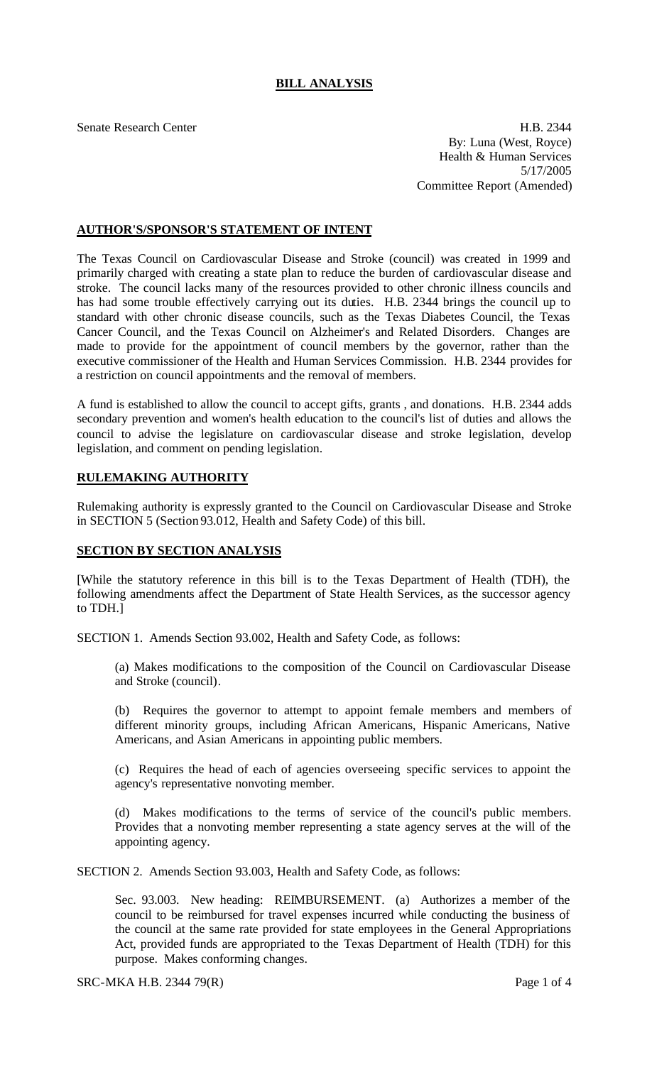# BILL ANALYSIS

Senate Research Center

H.B. 2344
By: Luna (West, Royce)
Health & Human Services
5/17/2005
Committee Report (Amended)

## AUTHOR'S/SPONSOR'S STATEMENT OF INTENT

The Texas Council on Cardiovascular Disease and Stroke (council) was created in 1999 and primarily charged with creating a state plan to reduce the burden of cardiovascular disease and stroke. The council lacks many of the resources provided to other chronic illness councils and has had some trouble effectively carrying out its duties. H.B. 2344 brings the council up to standard with other chronic disease councils, such as the Texas Diabetes Council, the Texas Cancer Council, and the Texas Council on Alzheimer's and Related Disorders. Changes are made to provide for the appointment of council members by the governor, rather than the executive commissioner of the Health and Human Services Commission. H.B. 2344 provides for a restriction on council appointments and the removal of members.

A fund is established to allow the council to accept gifts, grants , and donations. H.B. 2344 adds secondary prevention and women's health education to the council's list of duties and allows the council to advise the legislature on cardiovascular disease and stroke legislation, develop legislation, and comment on pending legislation.

## RULEMAKING AUTHORITY

Rulemaking authority is expressly granted to the Council on Cardiovascular Disease and Stroke in SECTION 5 (Section 93.012, Health and Safety Code) of this bill.

## SECTION BY SECTION ANALYSIS

[While the statutory reference in this bill is to the Texas Department of Health (TDH), the following amendments affect the Department of State Health Services, as the successor agency to TDH.]

SECTION 1. Amends Section 93.002, Health and Safety Code, as follows:

(a) Makes modifications to the composition of the Council on Cardiovascular Disease and Stroke (council).

(b) Requires the governor to attempt to appoint female members and members of different minority groups, including African Americans, Hispanic Americans, Native Americans, and Asian Americans in appointing public members.

(c) Requires the head of each of agencies overseeing specific services to appoint the agency's representative nonvoting member.

(d) Makes modifications to the terms of service of the council's public members. Provides that a nonvoting member representing a state agency serves at the will of the appointing agency.

SECTION 2. Amends Section 93.003, Health and Safety Code, as follows:

Sec. 93.003. New heading: REIMBURSEMENT. (a) Authorizes a member of the council to be reimbursed for travel expenses incurred while conducting the business of the council at the same rate provided for state employees in the General Appropriations Act, provided funds are appropriated to the Texas Department of Health (TDH) for this purpose. Makes conforming changes.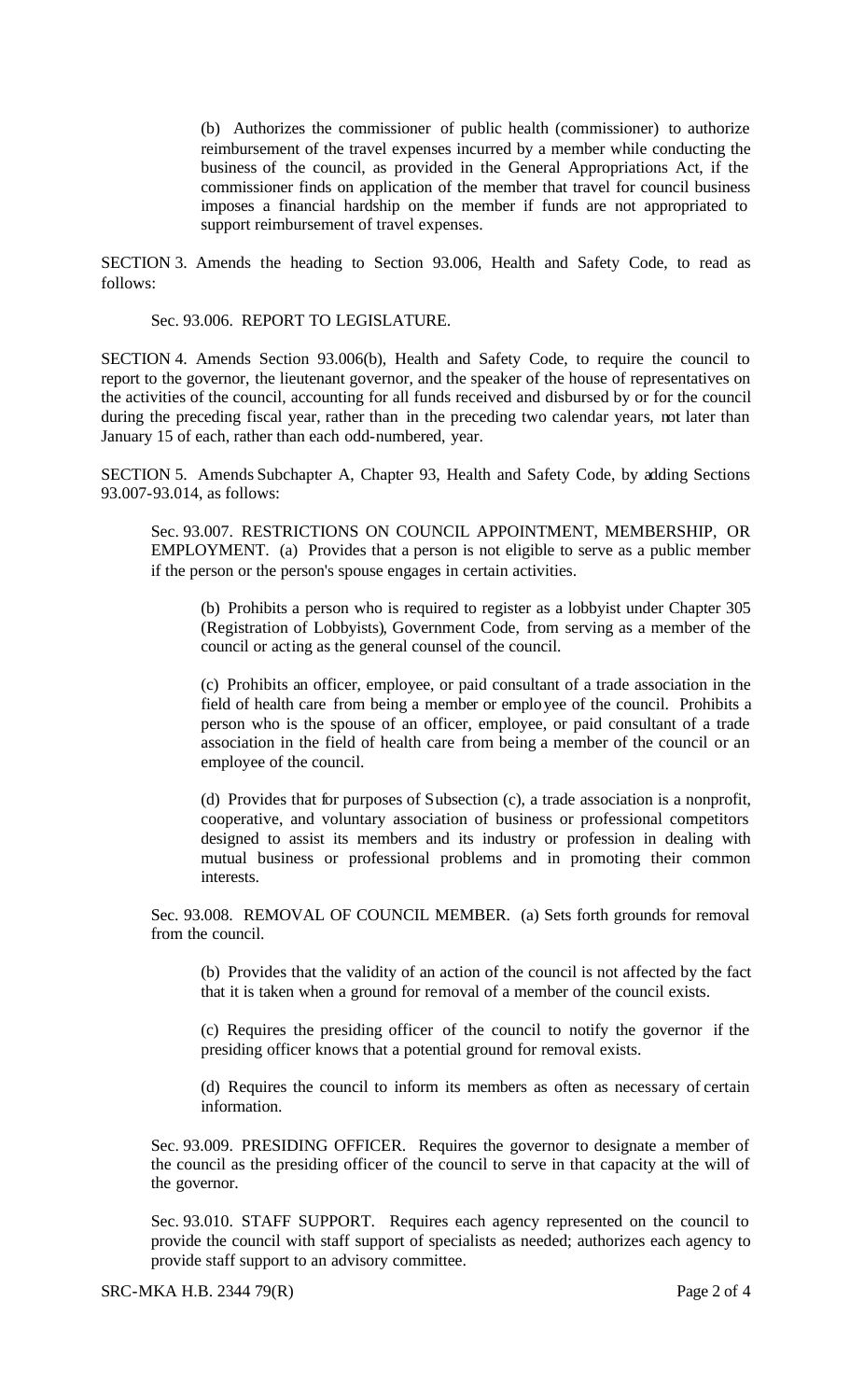(b) Authorizes the commissioner of public health (commissioner) to authorize reimbursement of the travel expenses incurred by a member while conducting the business of the council, as provided in the General Appropriations Act, if the commissioner finds on application of the member that travel for council business imposes a financial hardship on the member if funds are not appropriated to support reimbursement of travel expenses.

SECTION 3. Amends the heading to Section 93.006, Health and Safety Code, to read as follows:

Sec. 93.006. REPORT TO LEGISLATURE.

SECTION 4. Amends Section 93.006(b), Health and Safety Code, to require the council to report to the governor, the lieutenant governor, and the speaker of the house of representatives on the activities of the council, accounting for all funds received and disbursed by or for the council during the preceding fiscal year, rather than in the preceding two calendar years, not later than January 15 of each, rather than each odd-numbered, year.

SECTION 5. Amends Subchapter A, Chapter 93, Health and Safety Code, by adding Sections 93.007-93.014, as follows:

Sec. 93.007. RESTRICTIONS ON COUNCIL APPOINTMENT, MEMBERSHIP, OR EMPLOYMENT. (a) Provides that a person is not eligible to serve as a public member if the person or the person's spouse engages in certain activities.

(b) Prohibits a person who is required to register as a lobbyist under Chapter 305 (Registration of Lobbyists), Government Code, from serving as a member of the council or acting as the general counsel of the council.

(c) Prohibits an officer, employee, or paid consultant of a trade association in the field of health care from being a member or employee of the council. Prohibits a person who is the spouse of an officer, employee, or paid consultant of a trade association in the field of health care from being a member of the council or an employee of the council.

(d) Provides that for purposes of Subsection (c), a trade association is a nonprofit, cooperative, and voluntary association of business or professional competitors designed to assist its members and its industry or profession in dealing with mutual business or professional problems and in promoting their common interests.

Sec. 93.008. REMOVAL OF COUNCIL MEMBER. (a) Sets forth grounds for removal from the council.

(b) Provides that the validity of an action of the council is not affected by the fact that it is taken when a ground for removal of a member of the council exists.

(c) Requires the presiding officer of the council to notify the governor if the presiding officer knows that a potential ground for removal exists.

(d) Requires the council to inform its members as often as necessary of certain information.

Sec. 93.009. PRESIDING OFFICER. Requires the governor to designate a member of the council as the presiding officer of the council to serve in that capacity at the will of the governor.

Sec. 93.010. STAFF SUPPORT. Requires each agency represented on the council to provide the council with staff support of specialists as needed; authorizes each agency to provide staff support to an advisory committee.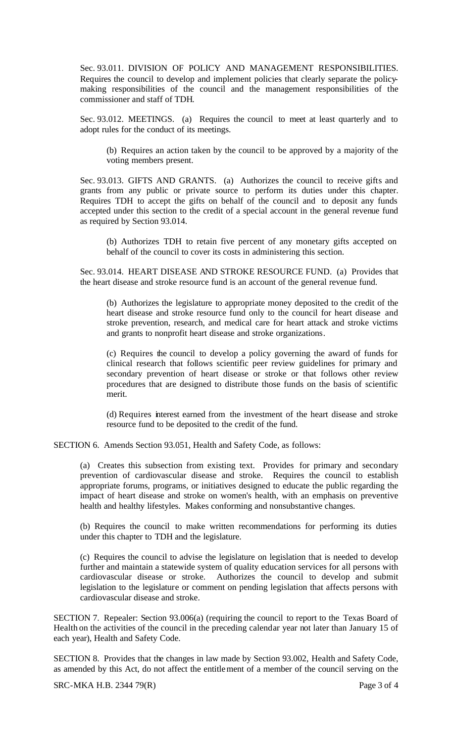Sec. 93.011. DIVISION OF POLICY AND MANAGEMENT RESPONSIBILITIES. Requires the council to develop and implement policies that clearly separate the policymaking responsibilities of the council and the management responsibilities of the commissioner and staff of TDH.

Sec. 93.012. MEETINGS. (a) Requires the council to meet at least quarterly and to adopt rules for the conduct of its meetings.

> (b) Requires an action taken by the council to be approved by a majority of the voting members present.

Sec. 93.013. GIFTS AND GRANTS. (a) Authorizes the council to receive gifts and grants from any public or private source to perform its duties under this chapter. Requires TDH to accept the gifts on behalf of the council and to deposit any funds accepted under this section to the credit of a special account in the general revenue fund as required by Section 93.014.

> (b) Authorizes TDH to retain five percent of any monetary gifts accepted on behalf of the council to cover its costs in administering this section.

Sec. 93.014. HEART DISEASE AND STROKE RESOURCE FUND. (a) Provides that the heart disease and stroke resource fund is an account of the general revenue fund.

> (b) Authorizes the legislature to appropriate money deposited to the credit of the heart disease and stroke resource fund only to the council for heart disease and stroke prevention, research, and medical care for heart attack and stroke victims and grants to nonprofit heart disease and stroke organizations.
>
> (c) Requires the council to develop a policy governing the award of funds for clinical research that follows scientific peer review guidelines for primary and secondary prevention of heart disease or stroke or that follows other review procedures that are designed to distribute those funds on the basis of scientific merit.
>
> (d) Requires interest earned from the investment of the heart disease and stroke resource fund to be deposited to the credit of the fund.

SECTION 6. Amends Section 93.051, Health and Safety Code, as follows:

> (a) Creates this subsection from existing text. Provides for primary and secondary prevention of cardiovascular disease and stroke. Requires the council to establish appropriate forums, programs, or initiatives designed to educate the public regarding the impact of heart disease and stroke on women's health, with an emphasis on preventive health and healthy lifestyles. Makes conforming and nonsubstantive changes.
>
> (b) Requires the council to make written recommendations for performing its duties under this chapter to TDH and the legislature.
>
> (c) Requires the council to advise the legislature on legislation that is needed to develop further and maintain a statewide system of quality education services for all persons with cardiovascular disease or stroke. Authorizes the council to develop and submit legislation to the legislature or comment on pending legislation that affects persons with cardiovascular disease and stroke.

SECTION 7. Repealer: Section 93.006(a) (requiring the council to report to the Texas Board of Health on the activities of the council in the preceding calendar year not later than January 15 of each year), Health and Safety Code.

SECTION 8. Provides that the changes in law made by Section 93.002, Health and Safety Code, as amended by this Act, do not affect the entitlement of a member of the council serving on the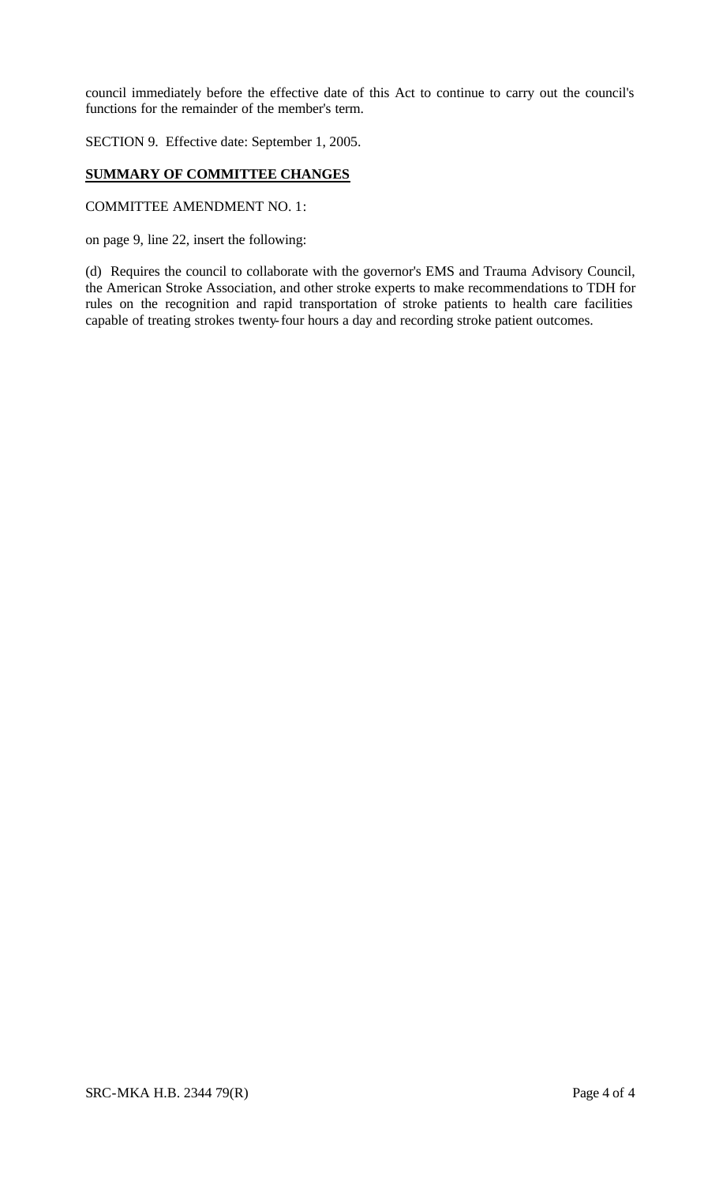council immediately before the effective date of this Act to continue to carry out the council's functions for the remainder of the member's term.

SECTION 9. Effective date: September 1, 2005.

**SUMMARY OF COMMITTEE CHANGES**

COMMITTEE AMENDMENT NO. 1:

on page 9, line 22, insert the following:

(d) Requires the council to collaborate with the governor's EMS and Trauma Advisory Council, the American Stroke Association, and other stroke experts to make recommendations to TDH for rules on the recognition and rapid transportation of stroke patients to health care facilities capable of treating strokes twenty-four hours a day and recording stroke patient outcomes.